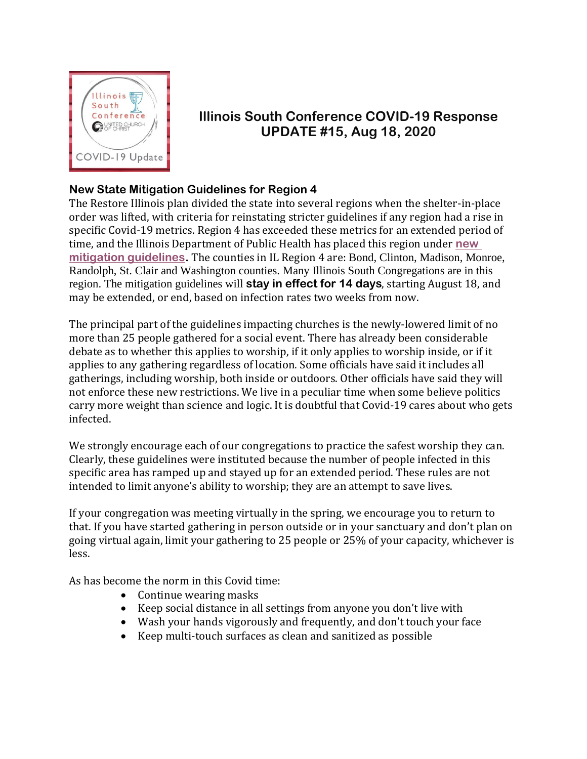# Illinois South Conference COVID-19 Response UPDATE #15, Aug 18, 2020

## New State Mitigation Guidelines for Region 4

The Restore Illinois plan divided the state into several regions when the shelter-in-place order was lifted, with criteria for reinstating stricter guidelines if any region had a rise in specific Covid-19 metrics. Region 4 has exceeded these metrics for an extended period of time, and the Illinois Department of Public Health has placed this region under **new mitigation guidelines**. The counties in IL Region 4 are: Bond, Clinton, Madison, Monroe, Randolph, St. Clair and Washington counties. Many Illinois South Congregations are in this region. The mitigation guidelines will **stay in effect for 14 days**, starting August 18, and may be extended, or end, based on infection rates two weeks from now.

The principal part of the guidelines impacting churches is the newly-lowered limit of no more than 25 people gathered for a social event. There has already been considerable debate as to whether this applies to worship, if it only applies to worship inside, or if it applies to any gathering regardless of location. Some officials have said it includes all gatherings, including worship, both inside or outdoors. Other officials have said they will not enforce these new restrictions. We live in a peculiar time when some believe politics carry more weight than science and logic. It is doubtful that Covid-19 cares about who gets infected.

We strongly encourage each of our congregations to practice the safest worship they can. Clearly, these guidelines were instituted because the number of people infected in this specific area has ramped up and stayed up for an extended period. These rules are not intended to limit anyone's ability to worship; they are an attempt to save lives.

If your congregation was meeting virtually in the spring, we encourage you to return to that. If you have started gathering in person outside or in your sanctuary and don't plan on going virtual again, limit your gathering to 25 people or 25% of your capacity, whichever is less.

As has become the norm in this Covid time:

- Continue wearing masks
- Keep social distance in all settings from anyone you don't live with
- Wash your hands vigorously and frequently, and don't touch your face
- Keep multi-touch surfaces as clean and sanitized as possible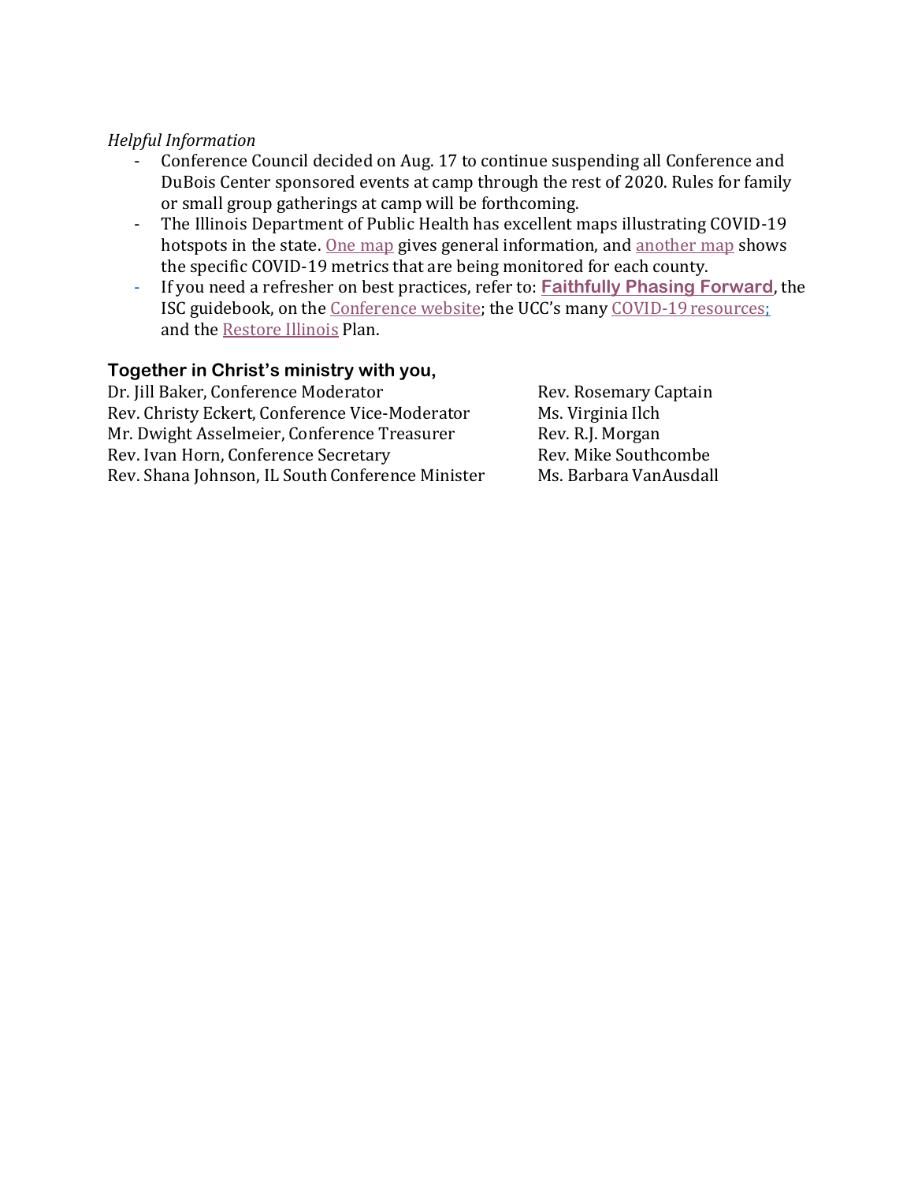*Helpful Information*

- Conference Council decided on Aug. 17 to continue suspending all Conference and DuBois Center sponsored events at camp through the rest of 2020. Rules for family or small group gatherings at camp will be forthcoming.
- The Illinois Department of Public Health has excellent maps illustrating COVID-19 hotspots in the state. One map gives general information, and another map shows the specific COVID-19 metrics that are being monitored for each county.
- If you need a refresher on best practices, refer to: **Faithfully Phasing Forward**, the ISC guidebook, on the Conference website; the UCC's many COVID-19 resources; and the Restore Illinois Plan.

**Together in Christ's ministry with you,**

Dr. Jill Baker, Conference Moderator
Rev. Christy Eckert, Conference Vice-Moderator
Mr. Dwight Asselmeier, Conference Treasurer
Rev. Ivan Horn, Conference Secretary
Rev. Shana Johnson, IL South Conference Minister
Rev. Rosemary Captain
Ms. Virginia Ilch
Rev. R.J. Morgan
Rev. Mike Southcombe
Ms. Barbara VanAusdall